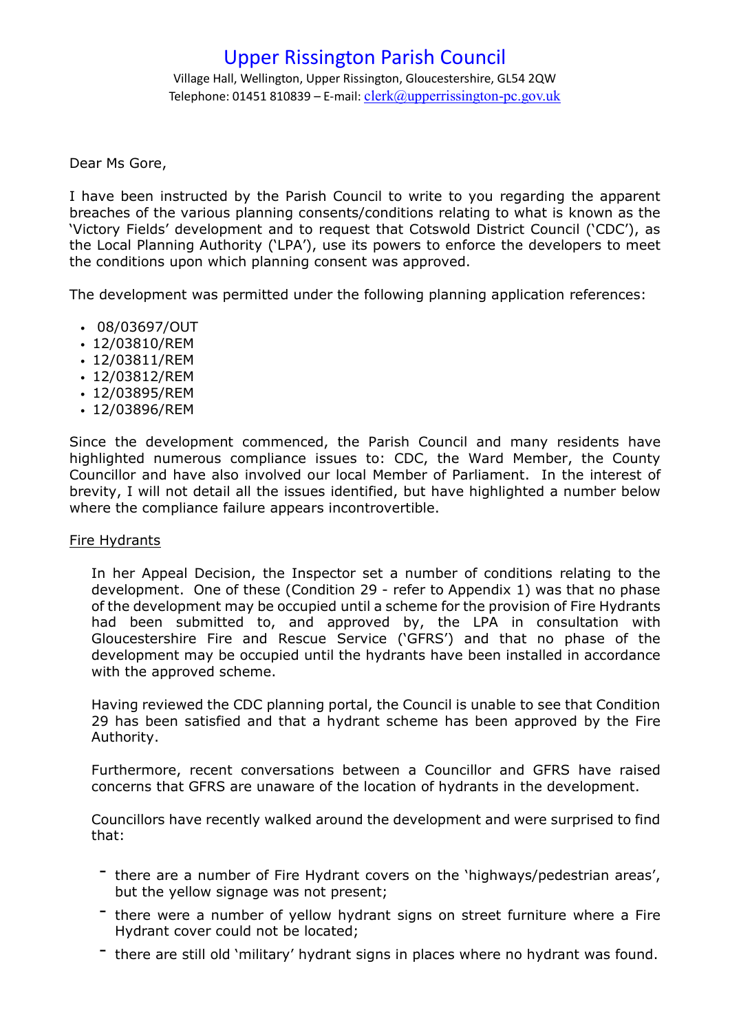# Upper Rissington Parish Council

Village Hall, Wellington, Upper Rissington, Gloucestershire, GL54 2QW
Telephone: 01451 810839 – E-mail: clerk@upperrissington-pc.gov.uk

Dear Ms Gore,

I have been instructed by the Parish Council to write to you regarding the apparent breaches of the various planning consents/conditions relating to what is known as the 'Victory Fields' development and to request that Cotswold District Council ('CDC'), as the Local Planning Authority ('LPA'), use its powers to enforce the developers to meet the conditions upon which planning consent was approved.

The development was permitted under the following planning application references:

- 08/03697/OUT
- 12/03810/REM
- 12/03811/REM
- 12/03812/REM
- 12/03895/REM
- 12/03896/REM

Since the development commenced, the Parish Council and many residents have highlighted numerous compliance issues to: CDC, the Ward Member, the County Councillor and have also involved our local Member of Parliament. In the interest of brevity, I will not detail all the issues identified, but have highlighted a number below where the compliance failure appears incontrovertible.

## Fire Hydrants

In her Appeal Decision, the Inspector set a number of conditions relating to the development. One of these (Condition 29 - refer to Appendix 1) was that no phase of the development may be occupied until a scheme for the provision of Fire Hydrants had been submitted to, and approved by, the LPA in consultation with Gloucestershire Fire and Rescue Service ('GFRS') and that no phase of the development may be occupied until the hydrants have been installed in accordance with the approved scheme.

Having reviewed the CDC planning portal, the Council is unable to see that Condition 29 has been satisfied and that a hydrant scheme has been approved by the Fire Authority.

Furthermore, recent conversations between a Councillor and GFRS have raised concerns that GFRS are unaware of the location of hydrants in the development.

Councillors have recently walked around the development and were surprised to find that:

- there are a number of Fire Hydrant covers on the 'highways/pedestrian areas', but the yellow signage was not present;
- there were a number of yellow hydrant signs on street furniture where a Fire Hydrant cover could not be located;
- there are still old 'military' hydrant signs in places where no hydrant was found.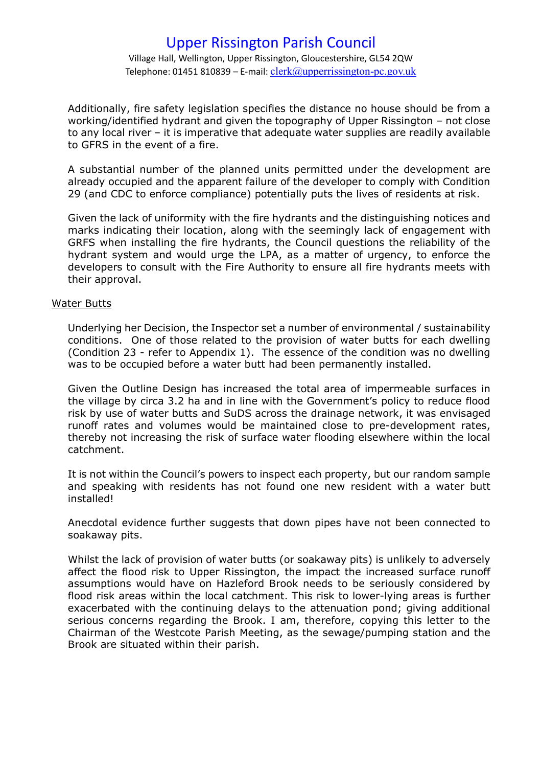Additionally, fire safety legislation specifies the distance no house should be from a working/identified hydrant and given the topography of Upper Rissington – not close to any local river – it is imperative that adequate water supplies are readily available to GFRS in the event of a fire.

A substantial number of the planned units permitted under the development are already occupied and the apparent failure of the developer to comply with Condition 29 (and CDC to enforce compliance) potentially puts the lives of residents at risk.

Given the lack of uniformity with the fire hydrants and the distinguishing notices and marks indicating their location, along with the seemingly lack of engagement with GRFS when installing the fire hydrants, the Council questions the reliability of the hydrant system and would urge the LPA, as a matter of urgency, to enforce the developers to consult with the Fire Authority to ensure all fire hydrants meets with their approval.

Water Butts

Underlying her Decision, the Inspector set a number of environmental / sustainability conditions. One of those related to the provision of water butts for each dwelling (Condition 23 - refer to Appendix 1). The essence of the condition was no dwelling was to be occupied before a water butt had been permanently installed.

Given the Outline Design has increased the total area of impermeable surfaces in the village by circa 3.2 ha and in line with the Government's policy to reduce flood risk by use of water butts and SuDS across the drainage network, it was envisaged runoff rates and volumes would be maintained close to pre-development rates, thereby not increasing the risk of surface water flooding elsewhere within the local catchment.

It is not within the Council's powers to inspect each property, but our random sample and speaking with residents has not found one new resident with a water butt installed!

Anecdotal evidence further suggests that down pipes have not been connected to soakaway pits.

Whilst the lack of provision of water butts (or soakaway pits) is unlikely to adversely affect the flood risk to Upper Rissington, the impact the increased surface runoff assumptions would have on Hazleford Brook needs to be seriously considered by flood risk areas within the local catchment. This risk to lower-lying areas is further exacerbated with the continuing delays to the attenuation pond; giving additional serious concerns regarding the Brook. I am, therefore, copying this letter to the Chairman of the Westcote Parish Meeting, as the sewage/pumping station and the Brook are situated within their parish.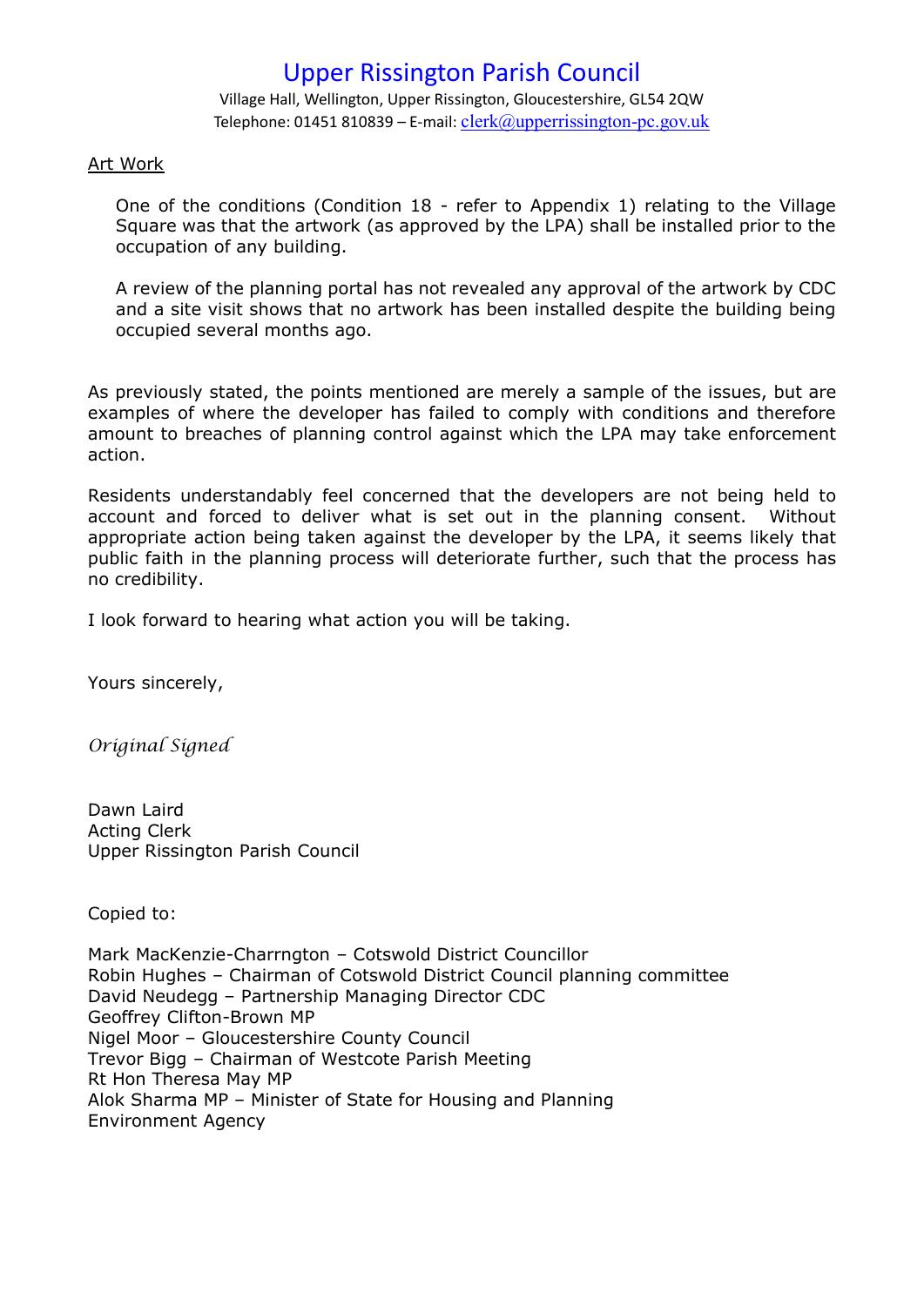Upper Rissington Parish Council

Village Hall, Wellington, Upper Rissington, Gloucestershire, GL54 2QW
Telephone: 01451 810839 – E-mail: clerk@upperrissington-pc.gov.uk

Art Work

One of the conditions (Condition 18 - refer to Appendix 1) relating to the Village Square was that the artwork (as approved by the LPA) shall be installed prior to the occupation of any building.

A review of the planning portal has not revealed any approval of the artwork by CDC and a site visit shows that no artwork has been installed despite the building being occupied several months ago.

As previously stated, the points mentioned are merely a sample of the issues, but are examples of where the developer has failed to comply with conditions and therefore amount to breaches of planning control against which the LPA may take enforcement action.

Residents understandably feel concerned that the developers are not being held to account and forced to deliver what is set out in the planning consent. Without appropriate action being taken against the developer by the LPA, it seems likely that public faith in the planning process will deteriorate further, such that the process has no credibility.

I look forward to hearing what action you will be taking.

Yours sincerely,

*Original Signed*

Dawn Laird
Acting Clerk
Upper Rissington Parish Council

Copied to:

Mark MacKenzie-Charrngton – Cotswold District Councillor
Robin Hughes – Chairman of Cotswold District Council planning committee
David Neudegg – Partnership Managing Director CDC
Geoffrey Clifton-Brown MP
Nigel Moor – Gloucestershire County Council
Trevor Bigg – Chairman of Westcote Parish Meeting
Rt Hon Theresa May MP
Alok Sharma MP – Minister of State for Housing and Planning
Environment Agency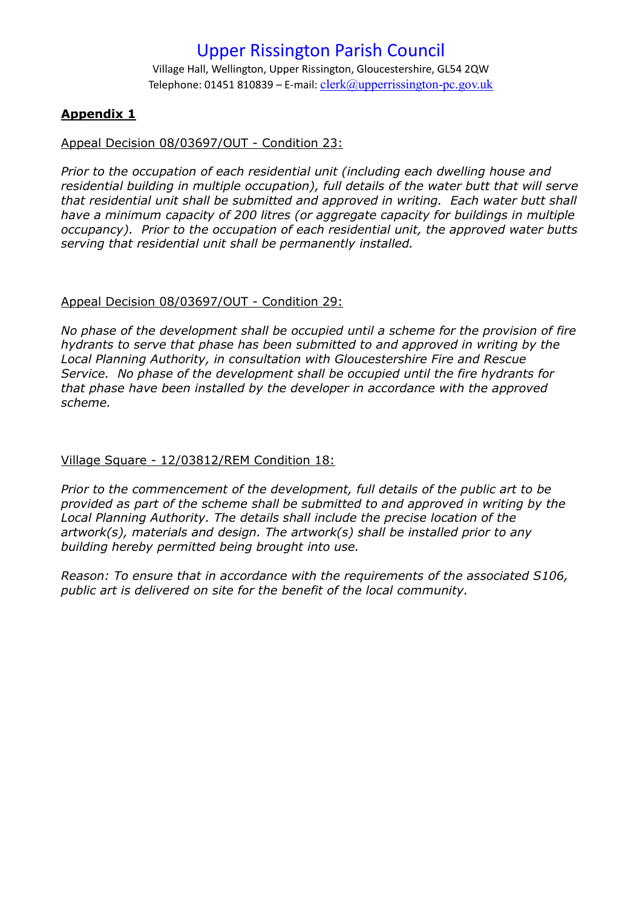# Upper Rissington Parish Council

Village Hall, Wellington, Upper Rissington, Gloucestershire, GL54 2QW
Telephone: 01451 810839 – E-mail: clerk@upperrissington-pc.gov.uk

## **Appendix 1**

Appeal Decision 08/03697/OUT - Condition 23:

*Prior to the occupation of each residential unit (including each dwelling house and residential building in multiple occupation), full details of the water butt that will serve that residential unit shall be submitted and approved in writing. Each water butt shall have a minimum capacity of 200 litres (or aggregate capacity for buildings in multiple occupancy). Prior to the occupation of each residential unit, the approved water butts serving that residential unit shall be permanently installed.*

Appeal Decision 08/03697/OUT - Condition 29:

*No phase of the development shall be occupied until a scheme for the provision of fire hydrants to serve that phase has been submitted to and approved in writing by the Local Planning Authority, in consultation with Gloucestershire Fire and Rescue Service. No phase of the development shall be occupied until the fire hydrants for that phase have been installed by the developer in accordance with the approved scheme.*

Village Square - 12/03812/REM Condition 18:

*Prior to the commencement of the development, full details of the public art to be provided as part of the scheme shall be submitted to and approved in writing by the Local Planning Authority. The details shall include the precise location of the artwork(s), materials and design. The artwork(s) shall be installed prior to any building hereby permitted being brought into use.*

*Reason: To ensure that in accordance with the requirements of the associated S106, public art is delivered on site for the benefit of the local community.*